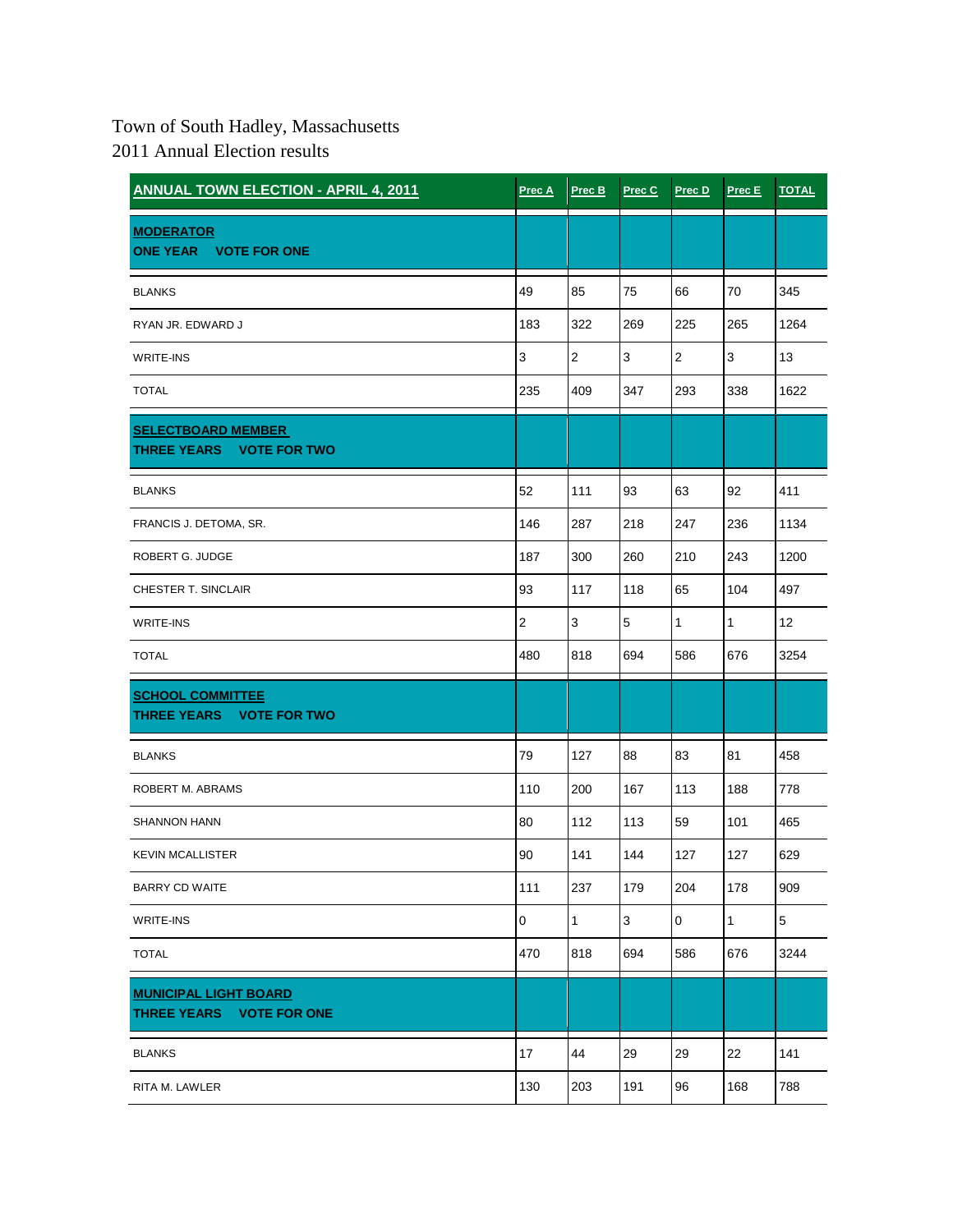Town of South Hadley, Massachusetts
2011 Annual Election results

| ANNUAL TOWN ELECTION - APRIL 4, 2011 | Prec A | Prec B | Prec C | Prec D | Prec E | TOTAL |
|---|---|---|---|---|---|---|
| **MODERATOR**<br>**ONE YEAR VOTE FOR ONE** | | | | | | |
| BLANKS | 49 | 85 | 75 | 66 | 70 | 345 |
| RYAN JR. EDWARD J | 183 | 322 | 269 | 225 | 265 | 1264 |
| WRITE-INS | 3 | 2 | 3 | 2 | 3 | 13 |
| TOTAL | 235 | 409 | 347 | 293 | 338 | 1622 |
| **SELECTBOARD MEMBER**<br>**THREE YEARS VOTE FOR TWO** | | | | | | |
| BLANKS | 52 | 111 | 93 | 63 | 92 | 411 |
| FRANCIS J. DETOMA, SR. | 146 | 287 | 218 | 247 | 236 | 1134 |
| ROBERT G. JUDGE | 187 | 300 | 260 | 210 | 243 | 1200 |
| CHESTER T. SINCLAIR | 93 | 117 | 118 | 65 | 104 | 497 |
| WRITE-INS | 2 | 3 | 5 | 1 | 1 | 12 |
| TOTAL | 480 | 818 | 694 | 586 | 676 | 3254 |
| **SCHOOL COMMITTEE**<br>**THREE YEARS VOTE FOR TWO** | | | | | | |
| BLANKS | 79 | 127 | 88 | 83 | 81 | 458 |
| ROBERT M. ABRAMS | 110 | 200 | 167 | 113 | 188 | 778 |
| SHANNON HANN | 80 | 112 | 113 | 59 | 101 | 465 |
| KEVIN MCALLISTER | 90 | 141 | 144 | 127 | 127 | 629 |
| BARRY CD WAITE | 111 | 237 | 179 | 204 | 178 | 909 |
| WRITE-INS | 0 | 1 | 3 | 0 | 1 | 5 |
| TOTAL | 470 | 818 | 694 | 586 | 676 | 3244 |
| **MUNICIPAL LIGHT BOARD**<br>**THREE YEARS VOTE FOR ONE** | | | | | | |
| BLANKS | 17 | 44 | 29 | 29 | 22 | 141 |
| RITA M. LAWLER | 130 | 203 | 191 | 96 | 168 | 788 |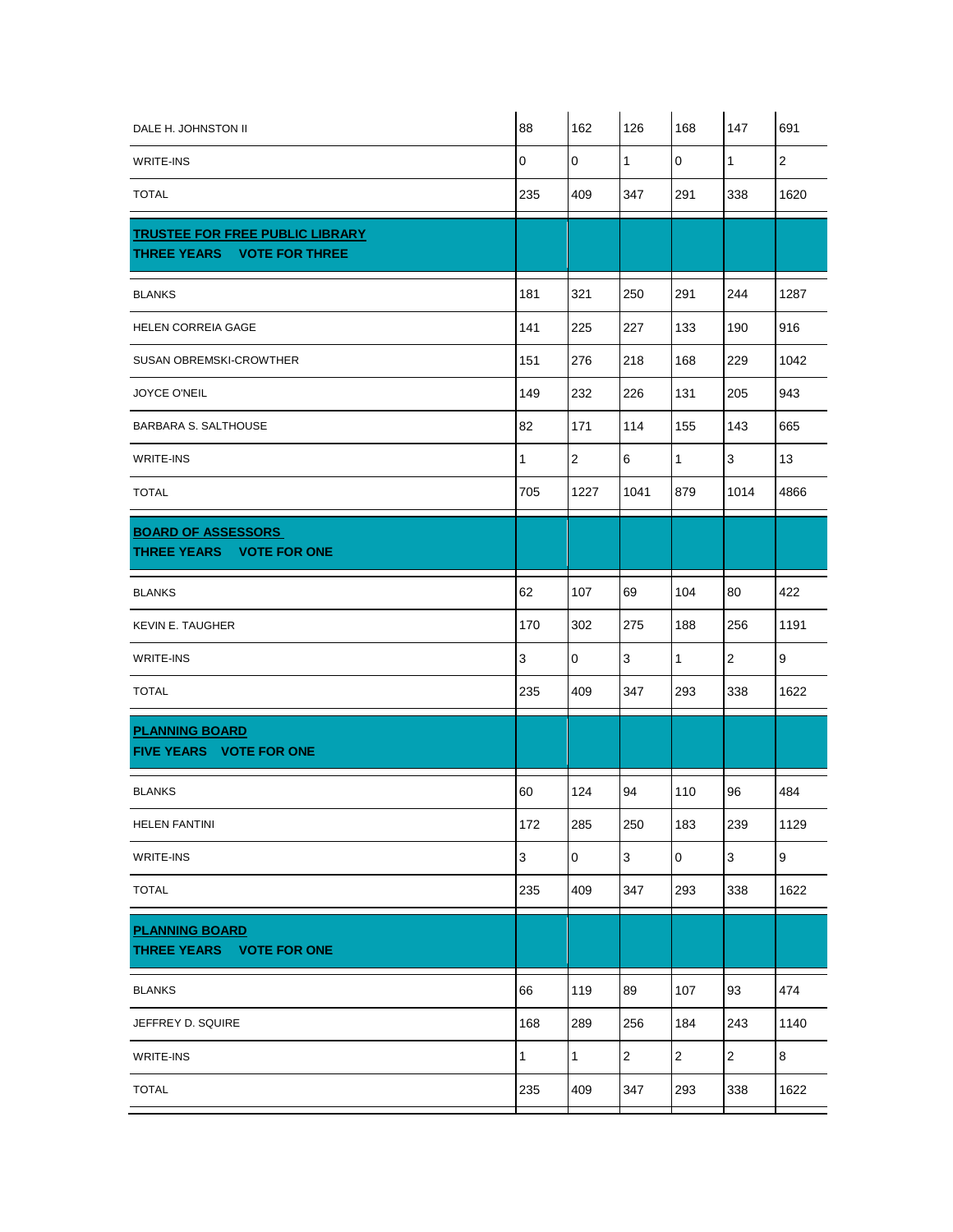| | | | | | | |
|---|---|---|---|---|---|---|
| DALE H. JOHNSTON II | 88 | 162 | 126 | 168 | 147 | 691 |
| WRITE-INS | 0 | 0 | 1 | 0 | 1 | 2 |
| TOTAL | 235 | 409 | 347 | 291 | 338 | 1620 |
| **TRUSTEE FOR FREE PUBLIC LIBRARY** **THREE YEARS VOTE FOR THREE** | | | | | | |
| BLANKS | 181 | 321 | 250 | 291 | 244 | 1287 |
| HELEN CORREIA GAGE | 141 | 225 | 227 | 133 | 190 | 916 |
| SUSAN OBREMSKI-CROWTHER | 151 | 276 | 218 | 168 | 229 | 1042 |
| JOYCE O'NEIL | 149 | 232 | 226 | 131 | 205 | 943 |
| BARBARA S. SALTHOUSE | 82 | 171 | 114 | 155 | 143 | 665 |
| WRITE-INS | 1 | 2 | 6 | 1 | 3 | 13 |
| TOTAL | 705 | 1227 | 1041 | 879 | 1014 | 4866 |
| **BOARD OF ASSESSORS** **THREE YEARS VOTE FOR ONE** | | | | | | |
| BLANKS | 62 | 107 | 69 | 104 | 80 | 422 |
| KEVIN E. TAUGHER | 170 | 302 | 275 | 188 | 256 | 1191 |
| WRITE-INS | 3 | 0 | 3 | 1 | 2 | 9 |
| TOTAL | 235 | 409 | 347 | 293 | 338 | 1622 |
| **PLANNING BOARD** **FIVE YEARS VOTE FOR ONE** | | | | | | |
| BLANKS | 60 | 124 | 94 | 110 | 96 | 484 |
| HELEN FANTINI | 172 | 285 | 250 | 183 | 239 | 1129 |
| WRITE-INS | 3 | 0 | 3 | 0 | 3 | 9 |
| TOTAL | 235 | 409 | 347 | 293 | 338 | 1622 |
| **PLANNING BOARD** **THREE YEARS VOTE FOR ONE** | | | | | | |
| BLANKS | 66 | 119 | 89 | 107 | 93 | 474 |
| JEFFREY D. SQUIRE | 168 | 289 | 256 | 184 | 243 | 1140 |
| WRITE-INS | 1 | 1 | 2 | 2 | 2 | 8 |
| TOTAL | 235 | 409 | 347 | 293 | 338 | 1622 |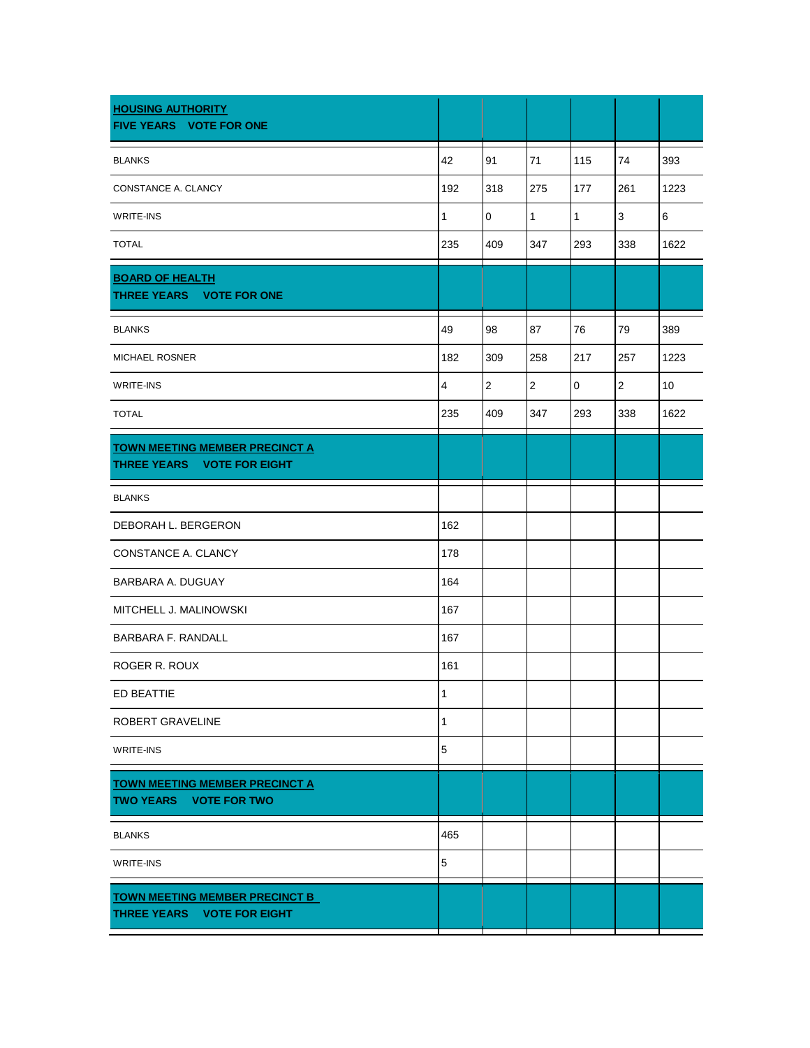| HOUSING AUTHORITY<br>FIVE YEARS VOTE FOR ONE | | | | | | |
|---|---|---|---|---|---|---|
| BLANKS | 42 | 91 | 71 | 115 | 74 | 393 |
| CONSTANCE A. CLANCY | 192 | 318 | 275 | 177 | 261 | 1223 |
| WRITE-INS | 1 | 0 | 1 | 1 | 3 | 6 |
| TOTAL | 235 | 409 | 347 | 293 | 338 | 1622 |

| BOARD OF HEALTH<br>THREE YEARS VOTE FOR ONE | | | | | | |
|---|---|---|---|---|---|---|
| BLANKS | 49 | 98 | 87 | 76 | 79 | 389 |
| MICHAEL ROSNER | 182 | 309 | 258 | 217 | 257 | 1223 |
| WRITE-INS | 4 | 2 | 2 | 0 | 2 | 10 |
| TOTAL | 235 | 409 | 347 | 293 | 338 | 1622 |

| TOWN MEETING MEMBER PRECINCT A<br>THREE YEARS VOTE FOR EIGHT | | | | | | |
|---|---|---|---|---|---|---|
| BLANKS | | | | | | |
| DEBORAH L. BERGERON | 162 | | | | | |
| CONSTANCE A. CLANCY | 178 | | | | | |
| BARBARA A. DUGUAY | 164 | | | | | |
| MITCHELL J. MALINOWSKI | 167 | | | | | |
| BARBARA F. RANDALL | 167 | | | | | |
| ROGER R. ROUX | 161 | | | | | |
| ED BEATTIE | 1 | | | | | |
| ROBERT GRAVELINE | 1 | | | | | |
| WRITE-INS | 5 | | | | | |

| TOWN MEETING MEMBER PRECINCT A<br>TWO YEARS VOTE FOR TWO | | | | | | |
|---|---|---|---|---|---|---|
| BLANKS | 465 | | | | | |
| WRITE-INS | 5 | | | | | |

| TOWN MEETING MEMBER PRECINCT B<br>THREE YEARS VOTE FOR EIGHT | | | | | | |
|---|---|---|---|---|---|---|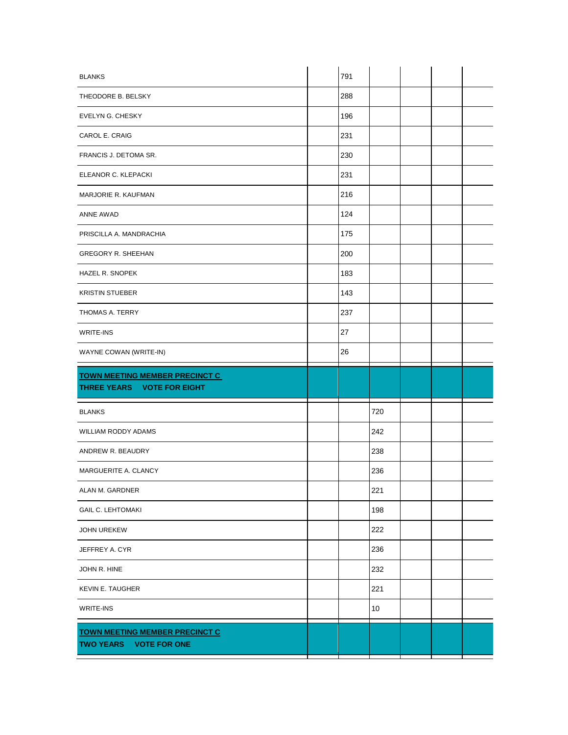| | | | | | | |
|---|---|---|---|---|---|---|
| BLANKS | | 791 | | | | |
| THEODORE B. BELSKY | | 288 | | | | |
| EVELYN G. CHESKY | | 196 | | | | |
| CAROL E. CRAIG | | 231 | | | | |
| FRANCIS J. DETOMA SR. | | 230 | | | | |
| ELEANOR C. KLEPACKI | | 231 | | | | |
| MARJORIE R. KAUFMAN | | 216 | | | | |
| ANNE AWAD | | 124 | | | | |
| PRISCILLA A. MANDRACHIA | | 175 | | | | |
| GREGORY R. SHEEHAN | | 200 | | | | |
| HAZEL R. SNOPEK | | 183 | | | | |
| KRISTIN STUEBER | | 143 | | | | |
| THOMAS A. TERRY | | 237 | | | | |
| WRITE-INS | | 27 | | | | |
| WAYNE COWAN (WRITE-IN) | | 26 | | | | |
| **TOWN MEETING MEMBER PRECINCT C**<br>**THREE YEARS VOTE FOR EIGHT** | | | | | | |
| BLANKS | | | 720 | | | |
| WILLIAM RODDY ADAMS | | | 242 | | | |
| ANDREW R. BEAUDRY | | | 238 | | | |
| MARGUERITE A. CLANCY | | | 236 | | | |
| ALAN M. GARDNER | | | 221 | | | |
| GAIL C. LEHTOMAKI | | | 198 | | | |
| JOHN UREKEW | | | 222 | | | |
| JEFFREY A. CYR | | | 236 | | | |
| JOHN R. HINE | | | 232 | | | |
| KEVIN E. TAUGHER | | | 221 | | | |
| WRITE-INS | | | 10 | | | |
| **TOWN MEETING MEMBER PRECINCT C**<br>**TWO YEARS VOTE FOR ONE** | | | | | | |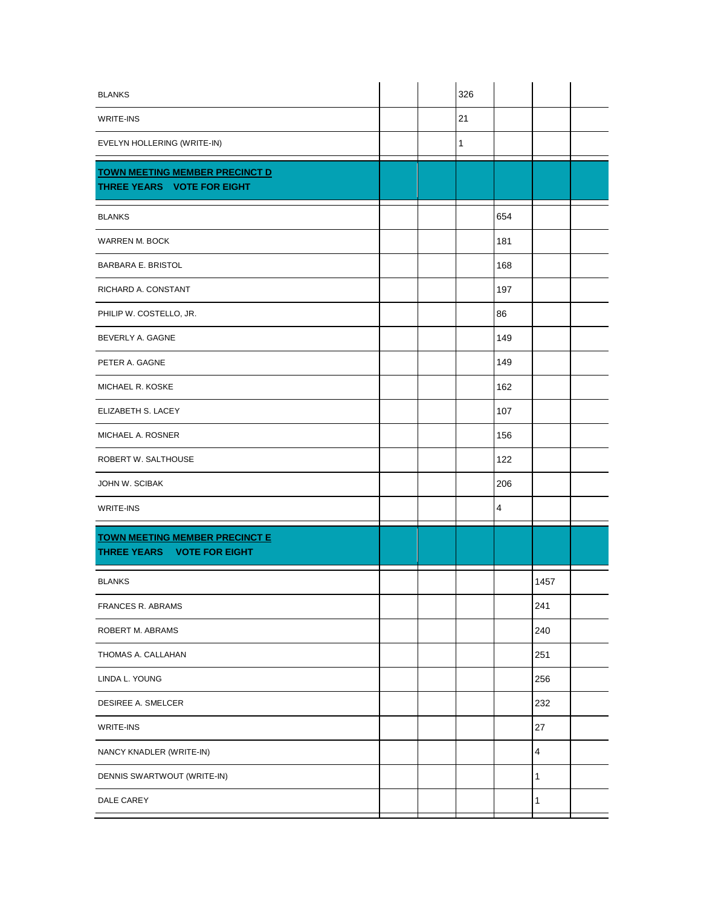| | | | | | | |
|---|---|---|---|---|---|---|
| BLANKS | | | 326 | | | |
| WRITE-INS | | | 21 | | | |
| EVELYN HOLLERING (WRITE-IN) | | | 1 | | | |
| **TOWN MEETING MEMBER PRECINCT D**<br>**THREE YEARS VOTE FOR EIGHT** | | | | | | |
| BLANKS | | | | 654 | | |
| WARREN M. BOCK | | | | 181 | | |
| BARBARA E. BRISTOL | | | | 168 | | |
| RICHARD A. CONSTANT | | | | 197 | | |
| PHILIP W. COSTELLO, JR. | | | | 86 | | |
| BEVERLY A. GAGNE | | | | 149 | | |
| PETER A. GAGNE | | | | 149 | | |
| MICHAEL R. KOSKE | | | | 162 | | |
| ELIZABETH S. LACEY | | | | 107 | | |
| MICHAEL A. ROSNER | | | | 156 | | |
| ROBERT W. SALTHOUSE | | | | 122 | | |
| JOHN W. SCIBAK | | | | 206 | | |
| WRITE-INS | | | | 4 | | |
| **TOWN MEETING MEMBER PRECINCT E**<br>**THREE YEARS VOTE FOR EIGHT** | | | | | | |
| BLANKS | | | | | 1457 | |
| FRANCES R. ABRAMS | | | | | 241 | |
| ROBERT M. ABRAMS | | | | | 240 | |
| THOMAS A. CALLAHAN | | | | | 251 | |
| LINDA L. YOUNG | | | | | 256 | |
| DESIREE A. SMELCER | | | | | 232 | |
| WRITE-INS | | | | | 27 | |
| NANCY KNADLER (WRITE-IN) | | | | | 4 | |
| DENNIS SWARTWOUT (WRITE-IN) | | | | | 1 | |
| DALE CAREY | | | | | 1 | |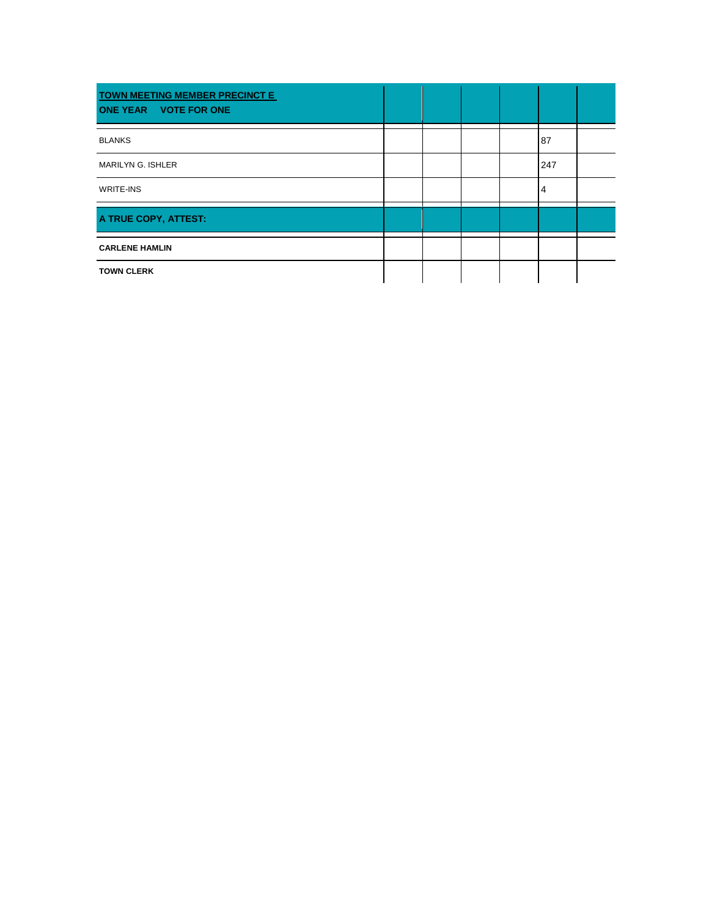| TOWN MEETING MEMBER PRECINCT E<br>ONE YEAR VOTE FOR ONE | | | | | | |
|---|---|---|---|---|---|---|
| BLANKS | | | | | 87 | |
| MARILYN G. ISHLER | | | | | 247 | |
| WRITE-INS | | | | | 4 | |
| **A TRUE COPY, ATTEST:** | | | | | | |
| **CARLENE HAMLIN** | | | | | | |
| **TOWN CLERK** | | | | | | |